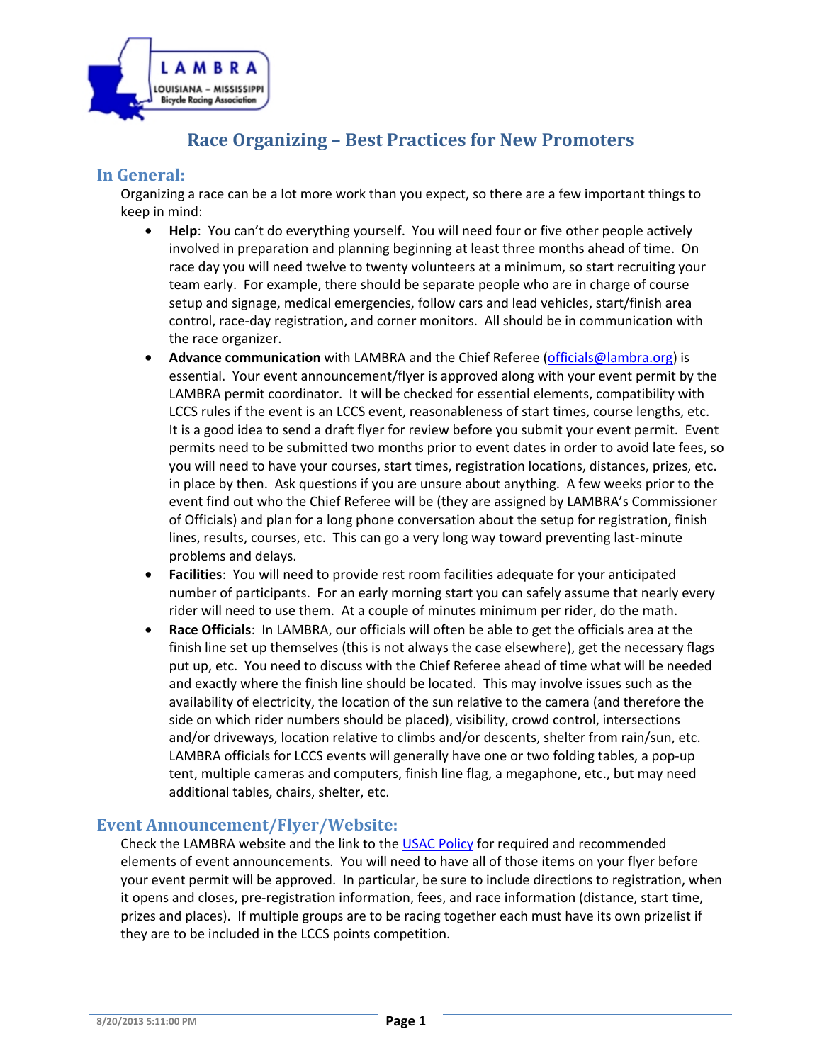LAMBRA

LOUISIANA – MISSISSIPPI Bicycle Racing Association

# Race Organizing – Best Practices for New Promoters

## In General:

Organizing a race can be a lot more work than you expect, so there are a few important things to keep in mind:

- **Help**: You can't do everything yourself. You will need four or five other people actively involved in preparation and planning beginning at least three months ahead of time. On race day you will need twelve to twenty volunteers at a minimum, so start recruiting your team early. For example, there should be separate people who are in charge of course setup and signage, medical emergencies, follow cars and lead vehicles, start/finish area control, race-day registration, and corner monitors. All should be in communication with the race organizer.
- **Advance communication** with LAMBRA and the Chief Referee (officials@lambra.org) is essential. Your event announcement/flyer is approved along with your event permit by the LAMBRA permit coordinator. It will be checked for essential elements, compatibility with LCCS rules if the event is an LCCS event, reasonableness of start times, course lengths, etc. It is a good idea to send a draft flyer for review before you submit your event permit. Event permits need to be submitted two months prior to event dates in order to avoid late fees, so you will need to have your courses, start times, registration locations, distances, prizes, etc. in place by then. Ask questions if you are unsure about anything. A few weeks prior to the event find out who the Chief Referee will be (they are assigned by LAMBRA's Commissioner of Officials) and plan for a long phone conversation about the setup for registration, finish lines, results, courses, etc. This can go a very long way toward preventing last-minute problems and delays.
- **Facilities**: You will need to provide rest room facilities adequate for your anticipated number of participants. For an early morning start you can safely assume that nearly every rider will need to use them. At a couple of minutes minimum per rider, do the math.
- **Race Officials**: In LAMBRA, our officials will often be able to get the officials area at the finish line set up themselves (this is not always the case elsewhere), get the necessary flags put up, etc. You need to discuss with the Chief Referee ahead of time what will be needed and exactly where the finish line should be located. This may involve issues such as the availability of electricity, the location of the sun relative to the camera (and therefore the side on which rider numbers should be placed), visibility, crowd control, intersections and/or driveways, location relative to climbs and/or descents, shelter from rain/sun, etc. LAMBRA officials for LCCS events will generally have one or two folding tables, a pop-up tent, multiple cameras and computers, finish line flag, a megaphone, etc., but may need additional tables, chairs, shelter, etc.

## Event Announcement/Flyer/Website:

Check the LAMBRA website and the link to the USAC Policy for required and recommended elements of event announcements. You will need to have all of those items on your flyer before your event permit will be approved. In particular, be sure to include directions to registration, when it opens and closes, pre-registration information, fees, and race information (distance, start time, prizes and places). If multiple groups are to be racing together each must have its own prizelist if they are to be included in the LCCS points competition.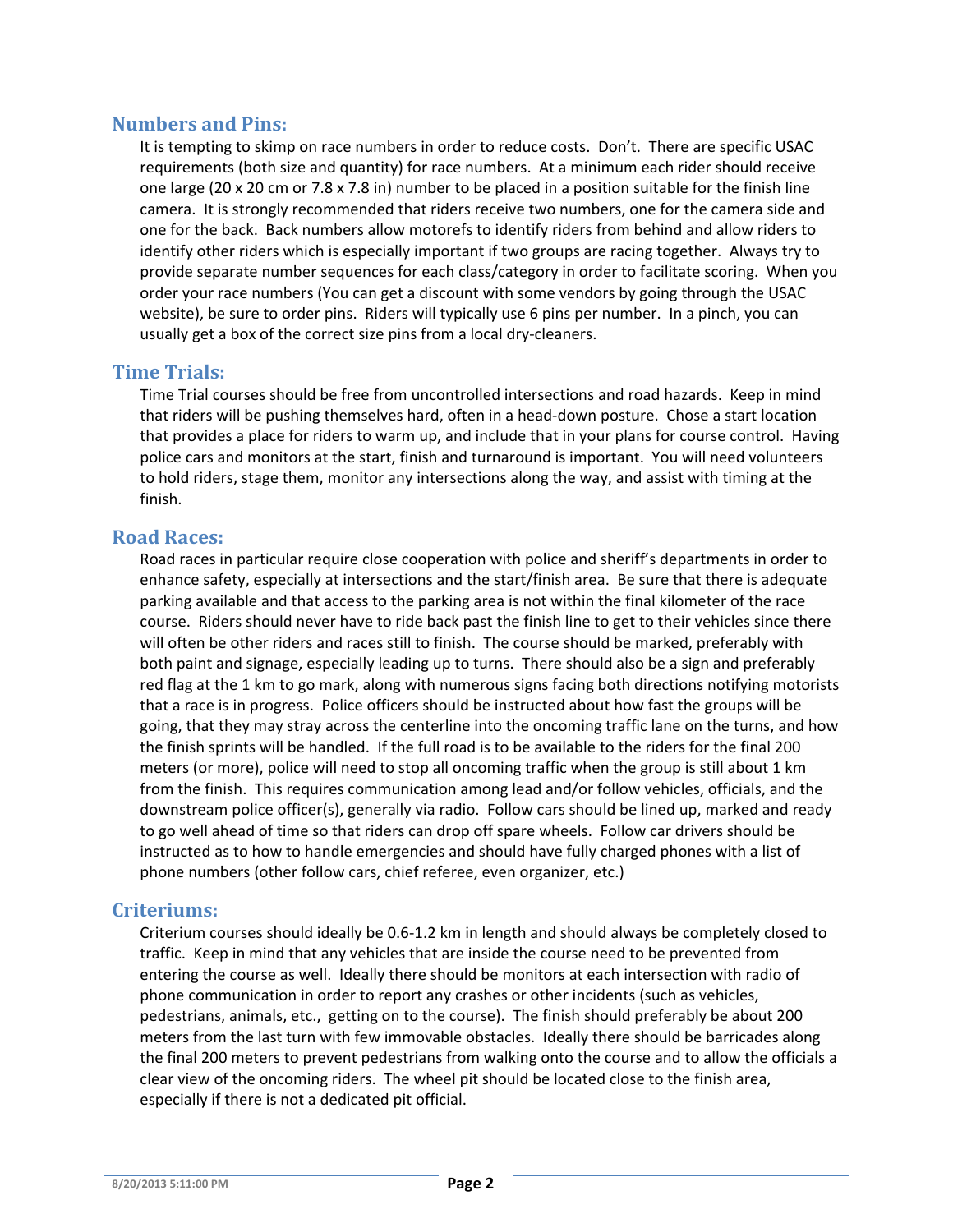## Numbers and Pins:

It is tempting to skimp on race numbers in order to reduce costs. Don't. There are specific USAC requirements (both size and quantity) for race numbers. At a minimum each rider should receive one large (20 x 20 cm or 7.8 x 7.8 in) number to be placed in a position suitable for the finish line camera. It is strongly recommended that riders receive two numbers, one for the camera side and one for the back. Back numbers allow motorefs to identify riders from behind and allow riders to identify other riders which is especially important if two groups are racing together. Always try to provide separate number sequences for each class/category in order to facilitate scoring. When you order your race numbers (You can get a discount with some vendors by going through the USAC website), be sure to order pins. Riders will typically use 6 pins per number. In a pinch, you can usually get a box of the correct size pins from a local dry-cleaners.

## Time Trials:

Time Trial courses should be free from uncontrolled intersections and road hazards. Keep in mind that riders will be pushing themselves hard, often in a head-down posture. Chose a start location that provides a place for riders to warm up, and include that in your plans for course control. Having police cars and monitors at the start, finish and turnaround is important. You will need volunteers to hold riders, stage them, monitor any intersections along the way, and assist with timing at the finish.

## Road Races:

Road races in particular require close cooperation with police and sheriff's departments in order to enhance safety, especially at intersections and the start/finish area. Be sure that there is adequate parking available and that access to the parking area is not within the final kilometer of the race course. Riders should never have to ride back past the finish line to get to their vehicles since there will often be other riders and races still to finish. The course should be marked, preferably with both paint and signage, especially leading up to turns. There should also be a sign and preferably red flag at the 1 km to go mark, along with numerous signs facing both directions notifying motorists that a race is in progress. Police officers should be instructed about how fast the groups will be going, that they may stray across the centerline into the oncoming traffic lane on the turns, and how the finish sprints will be handled. If the full road is to be available to the riders for the final 200 meters (or more), police will need to stop all oncoming traffic when the group is still about 1 km from the finish. This requires communication among lead and/or follow vehicles, officials, and the downstream police officer(s), generally via radio. Follow cars should be lined up, marked and ready to go well ahead of time so that riders can drop off spare wheels. Follow car drivers should be instructed as to how to handle emergencies and should have fully charged phones with a list of phone numbers (other follow cars, chief referee, even organizer, etc.)

## Criteriums:

Criterium courses should ideally be 0.6-1.2 km in length and should always be completely closed to traffic. Keep in mind that any vehicles that are inside the course need to be prevented from entering the course as well. Ideally there should be monitors at each intersection with radio of phone communication in order to report any crashes or other incidents (such as vehicles, pedestrians, animals, etc., getting on to the course). The finish should preferably be about 200 meters from the last turn with few immovable obstacles. Ideally there should be barricades along the final 200 meters to prevent pedestrians from walking onto the course and to allow the officials a clear view of the oncoming riders. The wheel pit should be located close to the finish area, especially if there is not a dedicated pit official.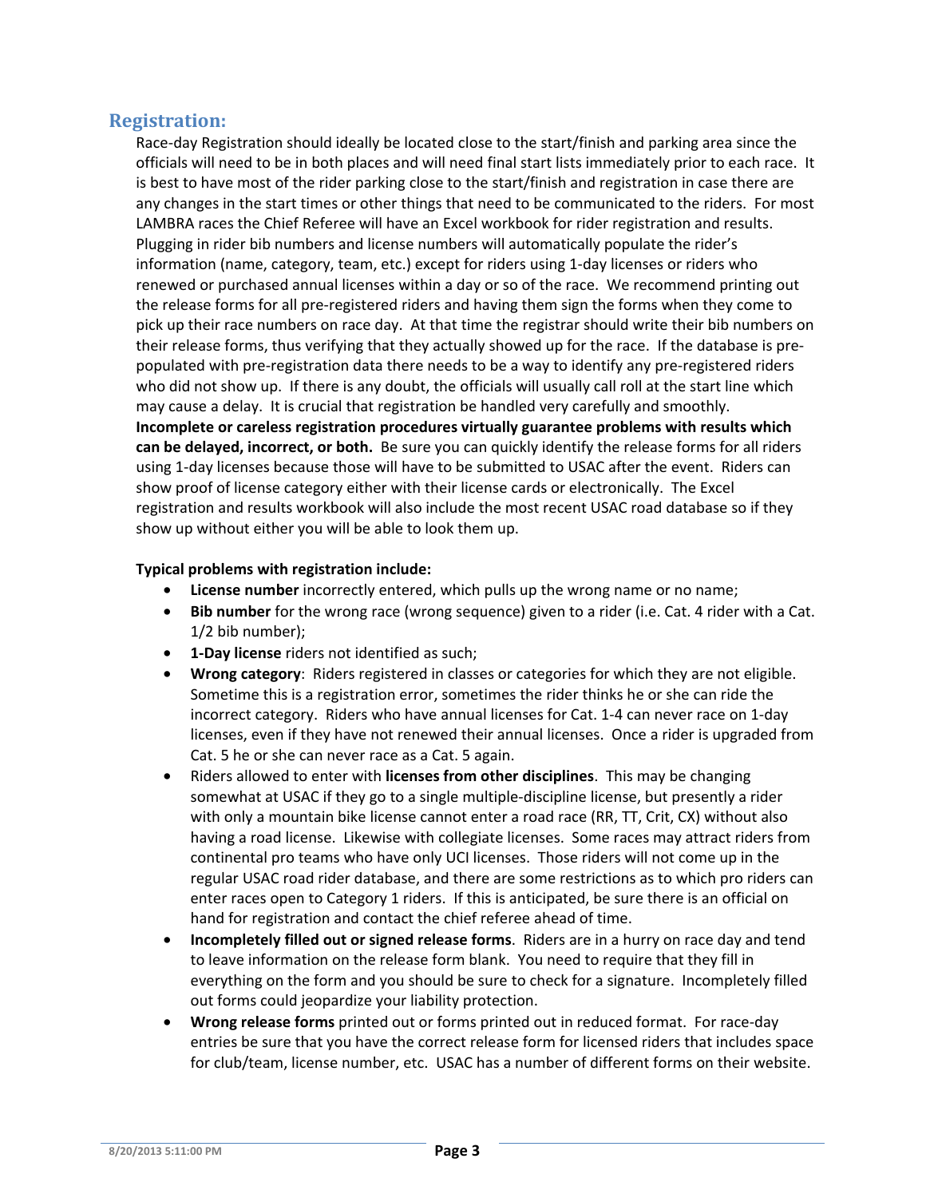## Registration:

Race-day Registration should ideally be located close to the start/finish and parking area since the officials will need to be in both places and will need final start lists immediately prior to each race. It is best to have most of the rider parking close to the start/finish and registration in case there are any changes in the start times or other things that need to be communicated to the riders. For most LAMBRA races the Chief Referee will have an Excel workbook for rider registration and results. Plugging in rider bib numbers and license numbers will automatically populate the rider's information (name, category, team, etc.) except for riders using 1-day licenses or riders who renewed or purchased annual licenses within a day or so of the race. We recommend printing out the release forms for all pre-registered riders and having them sign the forms when they come to pick up their race numbers on race day. At that time the registrar should write their bib numbers on their release forms, thus verifying that they actually showed up for the race. If the database is pre-populated with pre-registration data there needs to be a way to identify any pre-registered riders who did not show up. If there is any doubt, the officials will usually call roll at the start line which may cause a delay. It is crucial that registration be handled very carefully and smoothly. **Incomplete or careless registration procedures virtually guarantee problems with results which can be delayed, incorrect, or both.** Be sure you can quickly identify the release forms for all riders using 1-day licenses because those will have to be submitted to USAC after the event. Riders can show proof of license category either with their license cards or electronically. The Excel registration and results workbook will also include the most recent USAC road database so if they show up without either you will be able to look them up.

**Typical problems with registration include:**

- **License number** incorrectly entered, which pulls up the wrong name or no name;
- **Bib number** for the wrong race (wrong sequence) given to a rider (i.e. Cat. 4 rider with a Cat. 1/2 bib number);
- **1-Day license** riders not identified as such;
- **Wrong category**: Riders registered in classes or categories for which they are not eligible. Sometime this is a registration error, sometimes the rider thinks he or she can ride the incorrect category. Riders who have annual licenses for Cat. 1-4 can never race on 1-day licenses, even if they have not renewed their annual licenses. Once a rider is upgraded from Cat. 5 he or she can never race as a Cat. 5 again.
- Riders allowed to enter with **licenses from other disciplines**. This may be changing somewhat at USAC if they go to a single multiple-discipline license, but presently a rider with only a mountain bike license cannot enter a road race (RR, TT, Crit, CX) without also having a road license. Likewise with collegiate licenses. Some races may attract riders from continental pro teams who have only UCI licenses. Those riders will not come up in the regular USAC road rider database, and there are some restrictions as to which pro riders can enter races open to Category 1 riders. If this is anticipated, be sure there is an official on hand for registration and contact the chief referee ahead of time.
- **Incompletely filled out or signed release forms**. Riders are in a hurry on race day and tend to leave information on the release form blank. You need to require that they fill in everything on the form and you should be sure to check for a signature. Incompletely filled out forms could jeopardize your liability protection.
- **Wrong release forms** printed out or forms printed out in reduced format. For race-day entries be sure that you have the correct release form for licensed riders that includes space for club/team, license number, etc. USAC has a number of different forms on their website.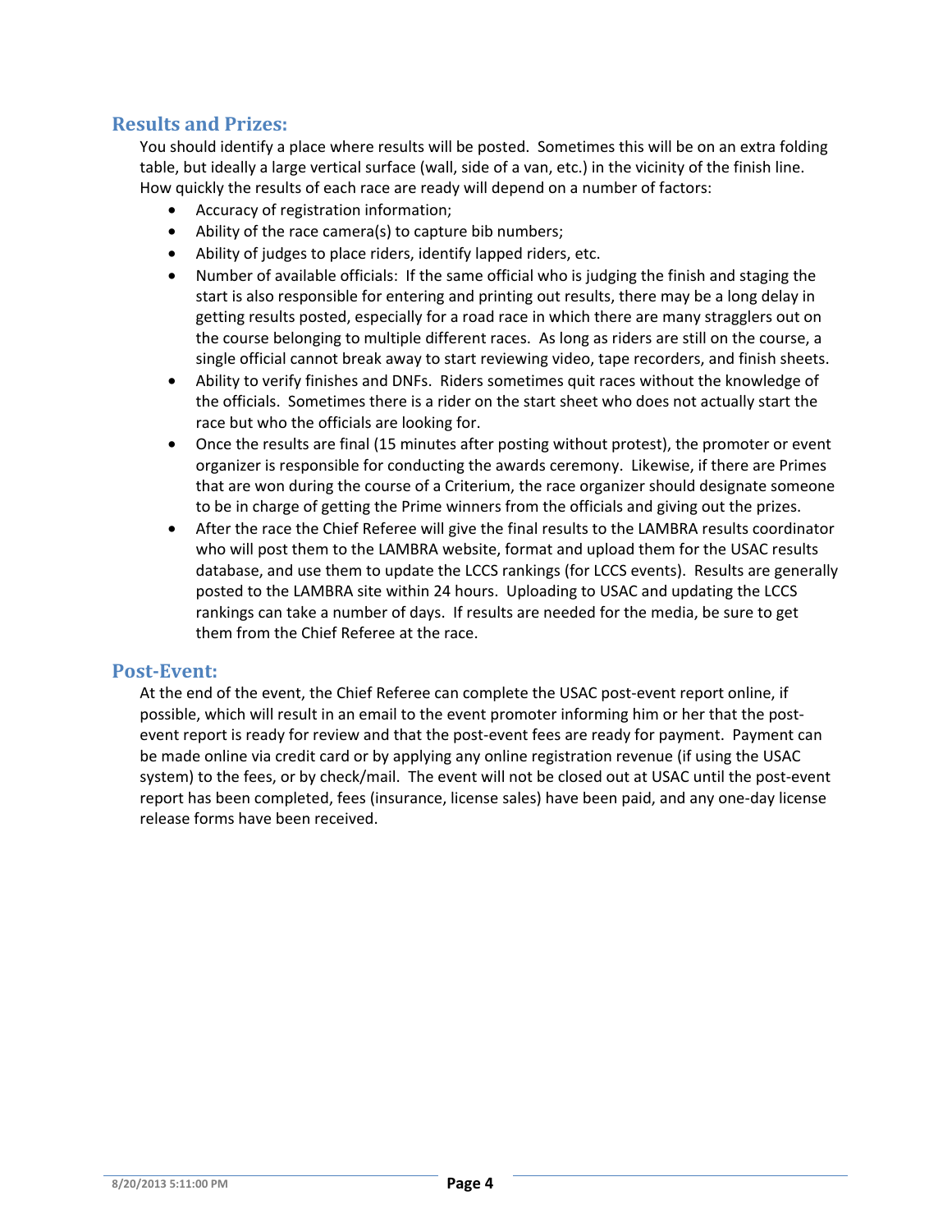## Results and Prizes:

You should identify a place where results will be posted. Sometimes this will be on an extra folding table, but ideally a large vertical surface (wall, side of a van, etc.) in the vicinity of the finish line. How quickly the results of each race are ready will depend on a number of factors:

- Accuracy of registration information;
- Ability of the race camera(s) to capture bib numbers;
- Ability of judges to place riders, identify lapped riders, etc.
- Number of available officials: If the same official who is judging the finish and staging the start is also responsible for entering and printing out results, there may be a long delay in getting results posted, especially for a road race in which there are many stragglers out on the course belonging to multiple different races. As long as riders are still on the course, a single official cannot break away to start reviewing video, tape recorders, and finish sheets.
- Ability to verify finishes and DNFs. Riders sometimes quit races without the knowledge of the officials. Sometimes there is a rider on the start sheet who does not actually start the race but who the officials are looking for.
- Once the results are final (15 minutes after posting without protest), the promoter or event organizer is responsible for conducting the awards ceremony. Likewise, if there are Primes that are won during the course of a Criterium, the race organizer should designate someone to be in charge of getting the Prime winners from the officials and giving out the prizes.
- After the race the Chief Referee will give the final results to the LAMBRA results coordinator who will post them to the LAMBRA website, format and upload them for the USAC results database, and use them to update the LCCS rankings (for LCCS events). Results are generally posted to the LAMBRA site within 24 hours. Uploading to USAC and updating the LCCS rankings can take a number of days. If results are needed for the media, be sure to get them from the Chief Referee at the race.

## Post-Event:

At the end of the event, the Chief Referee can complete the USAC post-event report online, if possible, which will result in an email to the event promoter informing him or her that the post-event report is ready for review and that the post-event fees are ready for payment. Payment can be made online via credit card or by applying any online registration revenue (if using the USAC system) to the fees, or by check/mail. The event will not be closed out at USAC until the post-event report has been completed, fees (insurance, license sales) have been paid, and any one-day license release forms have been received.